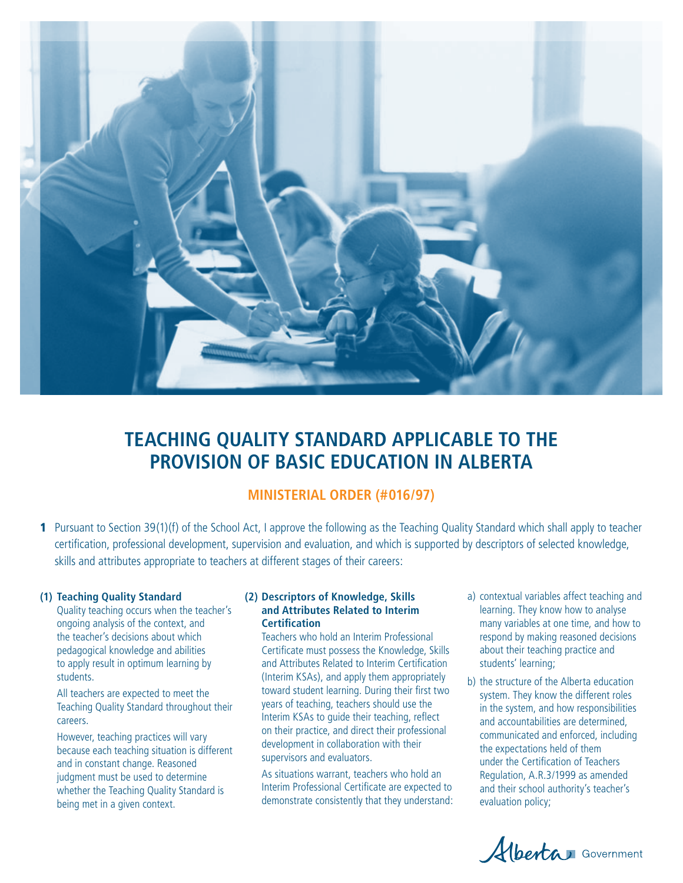# TEACHING QUALITY STANDARD APPLICABLE TO THE PROVISION OF BASIC EDUCATION IN ALBERTA

## MINISTERIAL ORDER (#016/97)

**1** Pursuant to Section 39(1)(f) of the School Act, I approve the following as the Teaching Quality Standard which shall apply to teacher certification, professional development, supervision and evaluation, and which is supported by descriptors of selected knowledge, skills and attributes appropriate to teachers at different stages of their careers:

**(1) Teaching Quality Standard**

Quality teaching occurs when the teacher's ongoing analysis of the context, and the teacher's decisions about which pedagogical knowledge and abilities to apply result in optimum learning by students.

All teachers are expected to meet the Teaching Quality Standard throughout their careers.

However, teaching practices will vary because each teaching situation is different and in constant change. Reasoned judgment must be used to determine whether the Teaching Quality Standard is being met in a given context.

**(2) Descriptors of Knowledge, Skills and Attributes Related to Interim Certification**

Teachers who hold an Interim Professional Certificate must possess the Knowledge, Skills and Attributes Related to Interim Certification (Interim KSAs), and apply them appropriately toward student learning. During their first two years of teaching, teachers should use the Interim KSAs to guide their teaching, reflect on their practice, and direct their professional development in collaboration with their supervisors and evaluators.

As situations warrant, teachers who hold an Interim Professional Certificate are expected to demonstrate consistently that they understand:

a) contextual variables affect teaching and learning. They know how to analyse many variables at one time, and how to respond by making reasoned decisions about their teaching practice and students' learning;

b) the structure of the Alberta education system. They know the different roles in the system, and how responsibilities and accountabilities are determined, communicated and enforced, including the expectations held of them under the Certification of Teachers Regulation, A.R.3/1999 as amended and their school authority's teacher's evaluation policy;

Alberta Government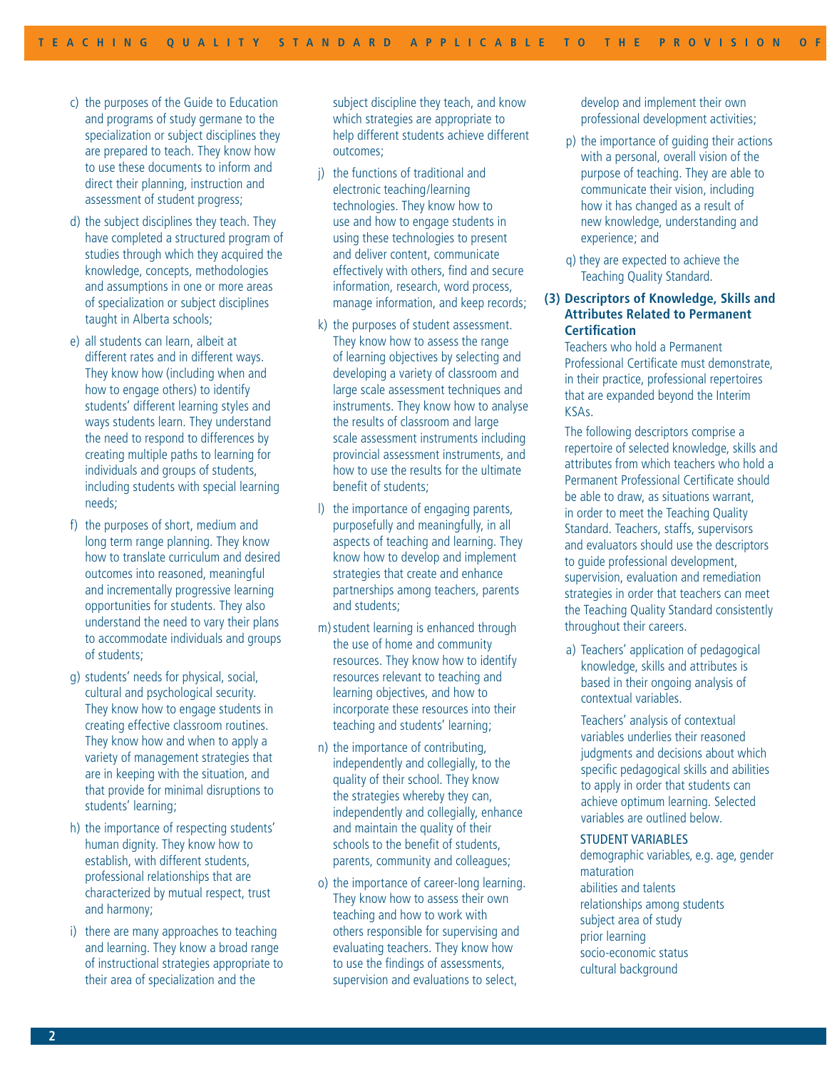c) the purposes of the Guide to Education and programs of study germane to the specialization or subject disciplines they are prepared to teach. They know how to use these documents to inform and direct their planning, instruction and assessment of student progress;

d) the subject disciplines they teach. They have completed a structured program of studies through which they acquired the knowledge, concepts, methodologies and assumptions in one or more areas of specialization or subject disciplines taught in Alberta schools;

e) all students can learn, albeit at different rates and in different ways. They know how (including when and how to engage others) to identify students' different learning styles and ways students learn. They understand the need to respond to differences by creating multiple paths to learning for individuals and groups of students, including students with special learning needs;

f) the purposes of short, medium and long term range planning. They know how to translate curriculum and desired outcomes into reasoned, meaningful and incrementally progressive learning opportunities for students. They also understand the need to vary their plans to accommodate individuals and groups of students;

g) students' needs for physical, social, cultural and psychological security. They know how to engage students in creating effective classroom routines. They know how and when to apply a variety of management strategies that are in keeping with the situation, and that provide for minimal disruptions to students' learning;

h) the importance of respecting students' human dignity. They know how to establish, with different students, professional relationships that are characterized by mutual respect, trust and harmony;

i) there are many approaches to teaching and learning. They know a broad range of instructional strategies appropriate to their area of specialization and the subject discipline they teach, and know which strategies are appropriate to help different students achieve different outcomes;

j) the functions of traditional and electronic teaching/learning technologies. They know how to use and how to engage students in using these technologies to present and deliver content, communicate effectively with others, find and secure information, research, word process, manage information, and keep records;

k) the purposes of student assessment. They know how to assess the range of learning objectives by selecting and developing a variety of classroom and large scale assessment techniques and instruments. They know how to analyse the results of classroom and large scale assessment instruments including provincial assessment instruments, and how to use the results for the ultimate benefit of students;

l) the importance of engaging parents, purposefully and meaningfully, in all aspects of teaching and learning. They know how to develop and implement strategies that create and enhance partnerships among teachers, parents and students;

m) student learning is enhanced through the use of home and community resources. They know how to identify resources relevant to teaching and learning objectives, and how to incorporate these resources into their teaching and students' learning;

n) the importance of contributing, independently and collegially, to the quality of their school. They know the strategies whereby they can, independently and collegially, enhance and maintain the quality of their schools to the benefit of students, parents, community and colleagues;

o) the importance of career-long learning. They know how to assess their own teaching and how to work with others responsible for supervising and evaluating teachers. They know how to use the findings of assessments, supervision and evaluations to select, develop and implement their own professional development activities;

p) the importance of guiding their actions with a personal, overall vision of the purpose of teaching. They are able to communicate their vision, including how it has changed as a result of new knowledge, understanding and experience; and

q) they are expected to achieve the Teaching Quality Standard.

**(3) Descriptors of Knowledge, Skills and Attributes Related to Permanent Certification**

Teachers who hold a Permanent Professional Certificate must demonstrate, in their practice, professional repertoires that are expanded beyond the Interim KSAs.

The following descriptors comprise a repertoire of selected knowledge, skills and attributes from which teachers who hold a Permanent Professional Certificate should be able to draw, as situations warrant, in order to meet the Teaching Quality Standard. Teachers, staffs, supervisors and evaluators should use the descriptors to guide professional development, supervision, evaluation and remediation strategies in order that teachers can meet the Teaching Quality Standard consistently throughout their careers.

a) Teachers' application of pedagogical knowledge, skills and attributes is based in their ongoing analysis of contextual variables.

   Teachers' analysis of contextual variables underlies their reasoned judgments and decisions about which specific pedagogical skills and abilities to apply in order that students can achieve optimum learning. Selected variables are outlined below.

   STUDENT VARIABLES
   demographic variables, e.g. age, gender
   maturation
   abilities and talents
   relationships among students
   subject area of study
   prior learning
   socio-economic status
   cultural background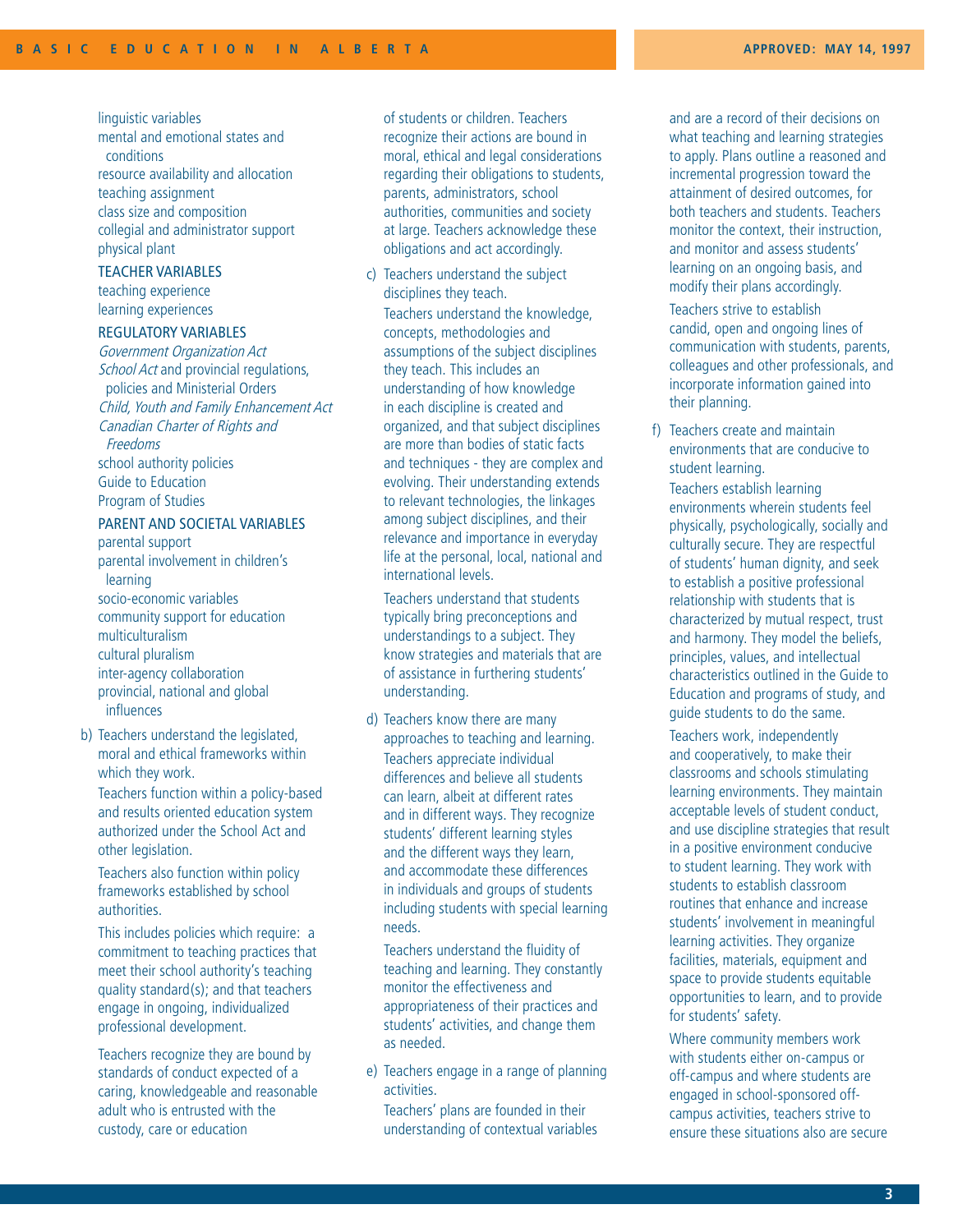linguistic variables
mental and emotional states and conditions
resource availability and allocation
teaching assignment
class size and composition
collegial and administrator support
physical plant

TEACHER VARIABLES

teaching experience
learning experiences

REGULATORY VARIABLES

*Government Organization Act*
*School Act* and provincial regulations, policies and Ministerial Orders
*Child, Youth and Family Enhancement Act*
*Canadian Charter of Rights and Freedoms*
school authority policies
Guide to Education
Program of Studies

PARENT AND SOCIETAL VARIABLES

parental support
parental involvement in children's learning
socio-economic variables
community support for education
multiculturalism
cultural pluralism
inter-agency collaboration
provincial, national and global influences

b) Teachers understand the legislated, moral and ethical frameworks within which they work.

Teachers function within a policy-based and results oriented education system authorized under the School Act and other legislation.

Teachers also function within policy frameworks established by school authorities.

This includes policies which require: a commitment to teaching practices that meet their school authority's teaching quality standard(s); and that teachers engage in ongoing, individualized professional development.

Teachers recognize they are bound by standards of conduct expected of a caring, knowledgeable and reasonable adult who is entrusted with the custody, care or education of students or children. Teachers recognize their actions are bound in moral, ethical and legal considerations regarding their obligations to students, parents, administrators, school authorities, communities and society at large. Teachers acknowledge these obligations and act accordingly.

c) Teachers understand the subject disciplines they teach.

Teachers understand the knowledge, concepts, methodologies and assumptions of the subject disciplines they teach. This includes an understanding of how knowledge in each discipline is created and organized, and that subject disciplines are more than bodies of static facts and techniques - they are complex and evolving. Their understanding extends to relevant technologies, the linkages among subject disciplines, and their relevance and importance in everyday life at the personal, local, national and international levels.

Teachers understand that students typically bring preconceptions and understandings to a subject. They know strategies and materials that are of assistance in furthering students' understanding.

d) Teachers know there are many approaches to teaching and learning.

Teachers appreciate individual differences and believe all students can learn, albeit at different rates and in different ways. They recognize students' different learning styles and the different ways they learn, and accommodate these differences in individuals and groups of students including students with special learning needs.

Teachers understand the fluidity of teaching and learning. They constantly monitor the effectiveness and appropriateness of their practices and students' activities, and change them as needed.

e) Teachers engage in a range of planning activities.

Teachers' plans are founded in their understanding of contextual variables and are a record of their decisions on what teaching and learning strategies to apply. Plans outline a reasoned and incremental progression toward the attainment of desired outcomes, for both teachers and students. Teachers monitor the context, their instruction, and monitor and assess students' learning on an ongoing basis, and modify their plans accordingly.

Teachers strive to establish candid, open and ongoing lines of communication with students, parents, colleagues and other professionals, and incorporate information gained into their planning.

f) Teachers create and maintain environments that are conducive to student learning.

Teachers establish learning environments wherein students feel physically, psychologically, socially and culturally secure. They are respectful of students' human dignity, and seek to establish a positive professional relationship with students that is characterized by mutual respect, trust and harmony. They model the beliefs, principles, values, and intellectual characteristics outlined in the Guide to Education and programs of study, and guide students to do the same.

Teachers work, independently and cooperatively, to make their classrooms and schools stimulating learning environments. They maintain acceptable levels of student conduct, and use discipline strategies that result in a positive environment conducive to student learning. They work with students to establish classroom routines that enhance and increase students' involvement in meaningful learning activities. They organize facilities, materials, equipment and space to provide students equitable opportunities to learn, and to provide for students' safety.

Where community members work with students either on-campus or off-campus and where students are engaged in school-sponsored off-campus activities, teachers strive to ensure these situations also are secure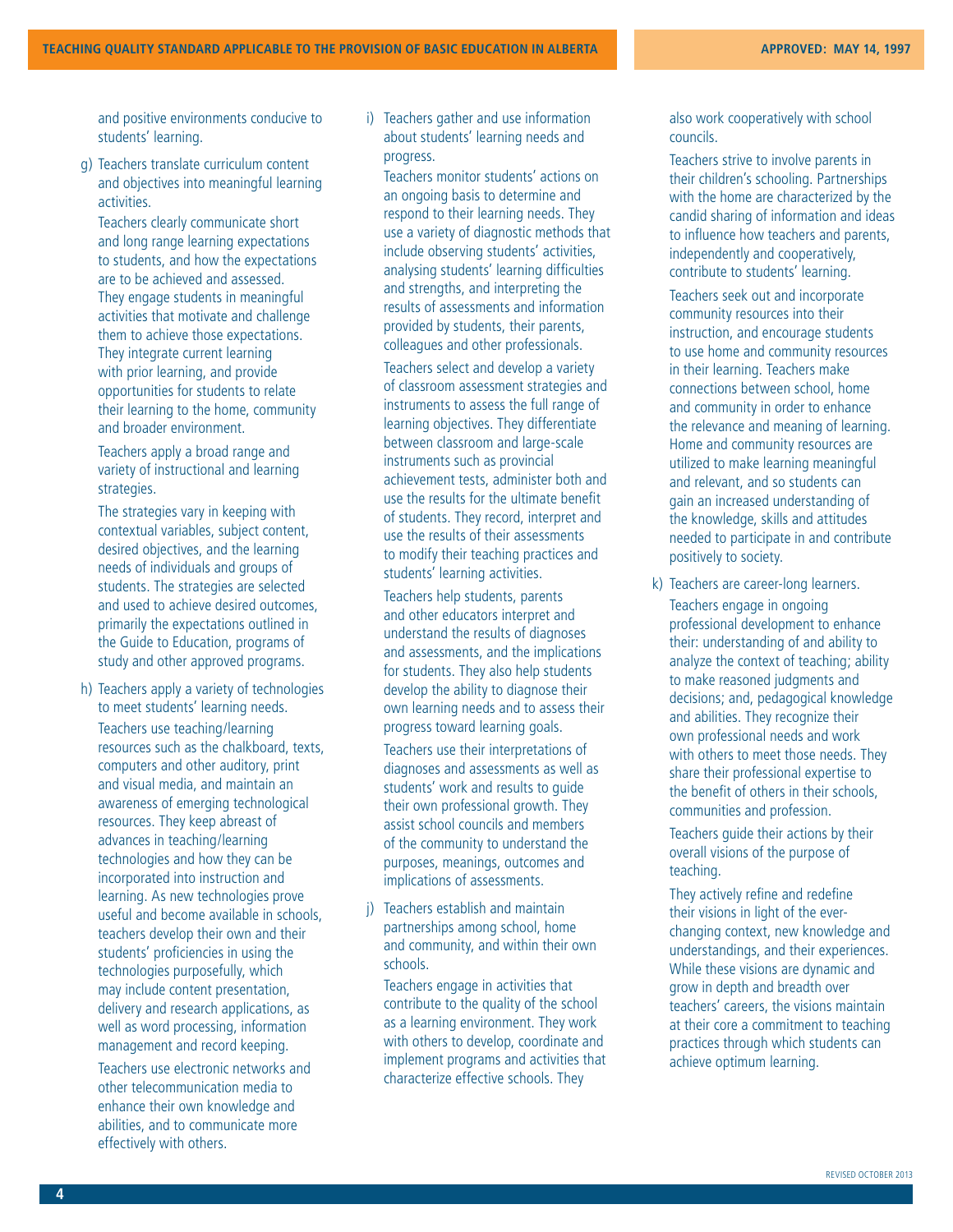and positive environments conducive to students' learning.

g) Teachers translate curriculum content and objectives into meaningful learning activities.

Teachers clearly communicate short and long range learning expectations to students, and how the expectations are to be achieved and assessed. They engage students in meaningful activities that motivate and challenge them to achieve those expectations. They integrate current learning with prior learning, and provide opportunities for students to relate their learning to the home, community and broader environment.

Teachers apply a broad range and variety of instructional and learning strategies.

The strategies vary in keeping with contextual variables, subject content, desired objectives, and the learning needs of individuals and groups of students. The strategies are selected and used to achieve desired outcomes, primarily the expectations outlined in the Guide to Education, programs of study and other approved programs.

h) Teachers apply a variety of technologies to meet students' learning needs.

Teachers use teaching/learning resources such as the chalkboard, texts, computers and other auditory, print and visual media, and maintain an awareness of emerging technological resources. They keep abreast of advances in teaching/learning technologies and how they can be incorporated into instruction and learning. As new technologies prove useful and become available in schools, teachers develop their own and their students' proficiencies in using the technologies purposefully, which may include content presentation, delivery and research applications, as well as word processing, information management and record keeping.

Teachers use electronic networks and other telecommunication media to enhance their own knowledge and abilities, and to communicate more effectively with others.

i) Teachers gather and use information about students' learning needs and progress.

Teachers monitor students' actions on an ongoing basis to determine and respond to their learning needs. They use a variety of diagnostic methods that include observing students' activities, analysing students' learning difficulties and strengths, and interpreting the results of assessments and information provided by students, their parents, colleagues and other professionals.

Teachers select and develop a variety of classroom assessment strategies and instruments to assess the full range of learning objectives. They differentiate between classroom and large-scale instruments such as provincial achievement tests, administer both and use the results for the ultimate benefit of students. They record, interpret and use the results of their assessments to modify their teaching practices and students' learning activities.

Teachers help students, parents and other educators interpret and understand the results of diagnoses and assessments, and the implications for students. They also help students develop the ability to diagnose their own learning needs and to assess their progress toward learning goals.

Teachers use their interpretations of diagnoses and assessments as well as students' work and results to guide their own professional growth. They assist school councils and members of the community to understand the purposes, meanings, outcomes and implications of assessments.

j) Teachers establish and maintain partnerships among school, home and community, and within their own schools.

Teachers engage in activities that contribute to the quality of the school as a learning environment. They work with others to develop, coordinate and implement programs and activities that characterize effective schools. They also work cooperatively with school councils.

Teachers strive to involve parents in their children's schooling. Partnerships with the home are characterized by the candid sharing of information and ideas to influence how teachers and parents, independently and cooperatively, contribute to students' learning.

Teachers seek out and incorporate community resources into their instruction, and encourage students to use home and community resources in their learning. Teachers make connections between school, home and community in order to enhance the relevance and meaning of learning. Home and community resources are utilized to make learning meaningful and relevant, and so students can gain an increased understanding of the knowledge, skills and attitudes needed to participate in and contribute positively to society.

k) Teachers are career-long learners.

Teachers engage in ongoing professional development to enhance their: understanding of and ability to analyze the context of teaching; ability to make reasoned judgments and decisions; and, pedagogical knowledge and abilities. They recognize their own professional needs and work with others to meet those needs. They share their professional expertise to the benefit of others in their schools, communities and profession.

Teachers guide their actions by their overall visions of the purpose of teaching.

They actively refine and redefine their visions in light of the ever-changing context, new knowledge and understandings, and their experiences. While these visions are dynamic and grow in depth and breadth over teachers' careers, the visions maintain at their core a commitment to teaching practices through which students can achieve optimum learning.